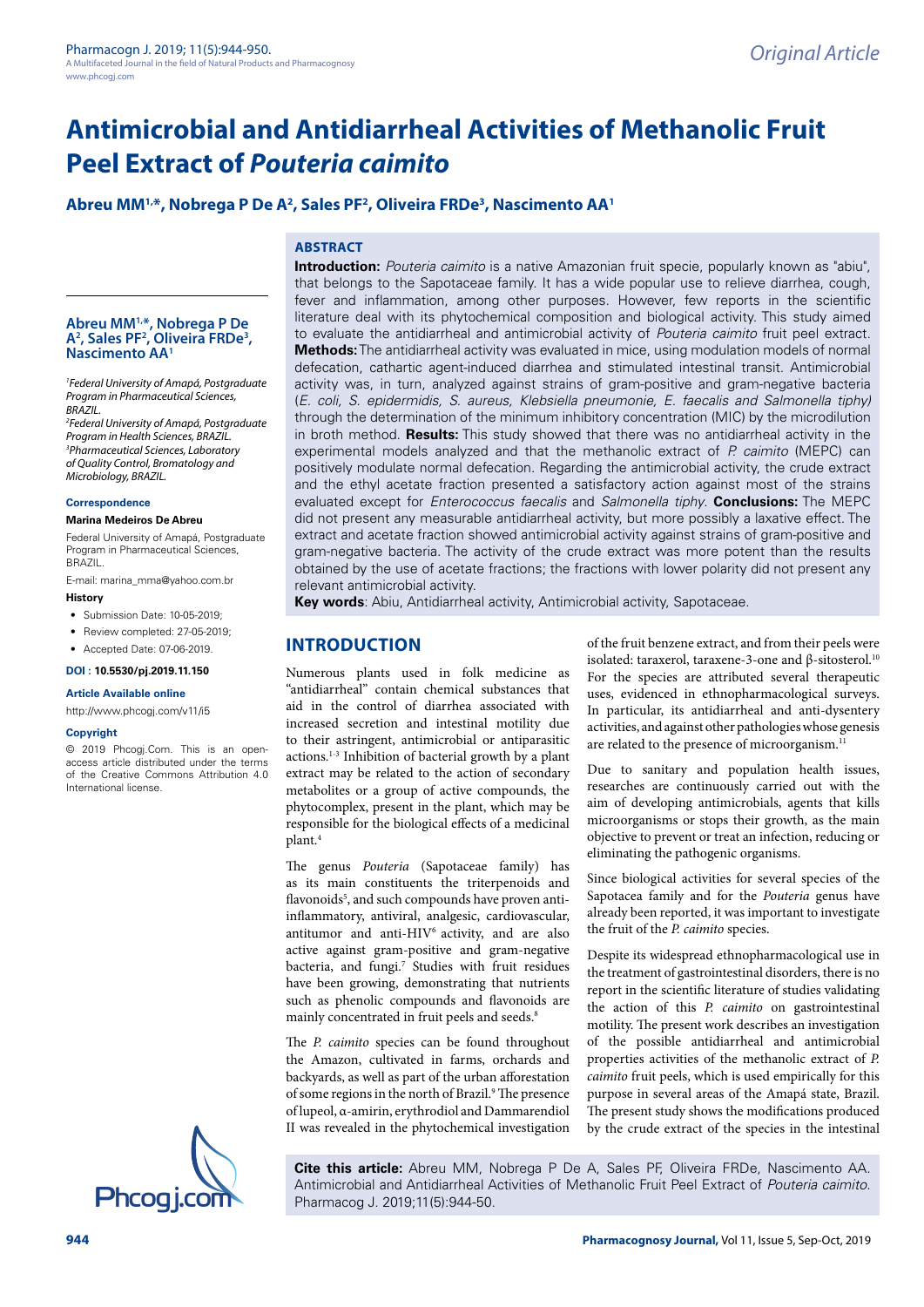Original Article

# Antimicrobial and Antidiarrheal Activities of Methanolic Fruit Peel Extract of *Pouteria caimito*

**Abreu MM[1,*], Nobrega P De A[2], Sales PF[2], Oliveira FRDe[3], Nascimento AA[1]**

[1]*Federal University of Amapá, Postgraduate Program in Pharmaceutical Sciences, BRAZIL.*
[2]*Federal University of Amapá, Postgraduate Program in Health Sciences, BRAZIL.*
[3]*Pharmaceutical Sciences, Laboratory of Quality Control, Bromatology and Microbiology, BRAZIL.*

**Correspondence**

**Marina Medeiros De Abreu**

Federal University of Amapá, Postgraduate Program in Pharmaceutical Sciences, BRAZIL.

E-mail: marina_mma@yahoo.com.br

**History**

- Submission Date: 10-05-2019;
- Review completed: 27-05-2019;
- Accepted Date: 07-06-2019.

**DOI : 10.5530/pj.2019.11.150**

**Article Available online**

http://www.phcogj.com/v11/i5

**Copyright**

© 2019 Phcogj.Com. This is an open-access article distributed under the terms of the Creative Commons Attribution 4.0 International license.

## ABSTRACT

**Introduction:** *Pouteria caimito* is a native Amazonian fruit specie, popularly known as "abiu", that belongs to the Sapotaceae family. It has a wide popular use to relieve diarrhea, cough, fever and inflammation, among other purposes. However, few reports in the scientific literature deal with its phytochemical composition and biological activity. This study aimed to evaluate the antidiarrheal and antimicrobial activity of *Pouteria caimito* fruit peel extract. **Methods:** The antidiarrheal activity was evaluated in mice, using modulation models of normal defecation, cathartic agent-induced diarrhea and stimulated intestinal transit. Antimicrobial activity was, in turn, analyzed against strains of gram-positive and gram-negative bacteria (*E. coli, S. epidermidis, S. aureus, Klebsiella pneumonie, E. faecalis and Salmonella tiphy)* through the determination of the minimum inhibitory concentration (MIC) by the microdilution in broth method. **Results:** This study showed that there was no antidiarrheal activity in the experimental models analyzed and that the methanolic extract of *P. caimito* (MEPC) can positively modulate normal defecation. Regarding the antimicrobial activity, the crude extract and the ethyl acetate fraction presented a satisfactory action against most of the strains evaluated except for *Enterococcus faecalis* and *Salmonella tiphy.* **Conclusions:** The MEPC did not present any measurable antidiarrheal activity, but more possibly a laxative effect. The extract and acetate fraction showed antimicrobial activity against strains of gram-positive and gram-negative bacteria. The activity of the crude extract was more potent than the results obtained by the use of acetate fractions; the fractions with lower polarity did not present any relevant antimicrobial activity.

**Key words**: Abiu, Antidiarrheal activity, Antimicrobial activity, Sapotaceae.

## INTRODUCTION

Numerous plants used in folk medicine as "antidiarrheal" contain chemical substances that aid in the control of diarrhea associated with increased secretion and intestinal motility due to their astringent, antimicrobial or antiparasitic actions.[1-3] Inhibition of bacterial growth by a plant extract may be related to the action of secondary metabolites or a group of active compounds, the phytocomplex, present in the plant, which may be responsible for the biological effects of a medicinal plant.[4]

The genus *Pouteria* (Sapotaceae family) has as its main constituents the triterpenoids and flavonoids[5], and such compounds have proven anti-inflammatory, antiviral, analgesic, cardiovascular, antitumor and anti-HIV[6] activity, and are also active against gram-positive and gram-negative bacteria, and fungi.[7] Studies with fruit residues have been growing, demonstrating that nutrients such as phenolic compounds and flavonoids are mainly concentrated in fruit peels and seeds.[8]

The *P. caimito* species can be found throughout the Amazon, cultivated in farms, orchards and backyards, as well as part of the urban afforestation of some regions in the north of Brazil.[9] The presence of lupeol, α-amirin, erythrodiol and Dammarendiol II was revealed in the phytochemical investigation of the fruit benzene extract, and from their peels were isolated: taraxerol, taraxene-3-one and β-sitosterol.[10] For the species are attributed several therapeutic uses, evidenced in ethnopharmacological surveys. In particular, its antidiarrheal and anti-dysentery activities, and against other pathologies whose genesis are related to the presence of microorganism.[11]

Due to sanitary and population health issues, researches are continuously carried out with the aim of developing antimicrobials, agents that kills microorganisms or stops their growth, as the main objective to prevent or treat an infection, reducing or eliminating the pathogenic organisms.

Since biological activities for several species of the Sapotacea family and for the *Pouteria* genus have already been reported, it was important to investigate the fruit of the *P. caimito* species.

Despite its widespread ethnopharmacological use in the treatment of gastrointestinal disorders, there is no report in the scientific literature of studies validating the action of this *P. caimito* on gastrointestinal motility. The present work describes an investigation of the possible antidiarrheal and antimicrobial properties activities of the methanolic extract of *P. caimito* fruit peels, which is used empirically for this purpose in several areas of the Amapá state, Brazil. The present study shows the modifications produced by the crude extract of the species in the intestinal

**Cite this article:** Abreu MM, Nobrega P De A, Sales PF, Oliveira FRDe, Nascimento AA. Antimicrobial and Antidiarrheal Activities of Methanolic Fruit Peel Extract of *Pouteria caimito*. Pharmacog J. 2019;11(5):944-50.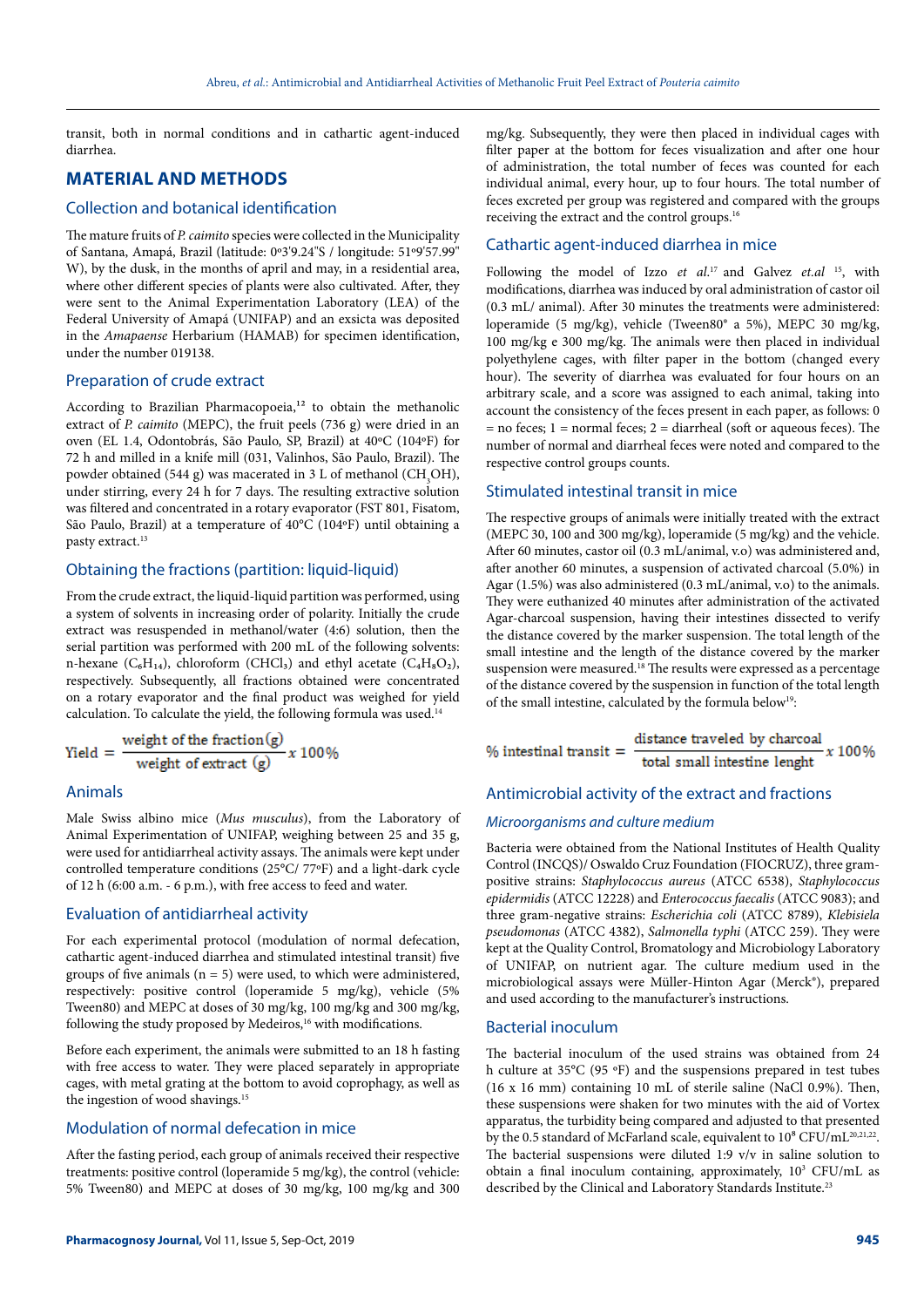transit, both in normal conditions and in cathartic agent-induced diarrhea.

## MATERIAL AND METHODS

### Collection and botanical identification

The mature fruits of *P. caimito* species were collected in the Municipality of Santana, Amapá, Brazil (latitude: 0º3'9.24"S / longitude: 51º9'57.99" W), by the dusk, in the months of april and may, in a residential area, where other different species of plants were also cultivated. After, they were sent to the Animal Experimentation Laboratory (LEA) of the Federal University of Amapá (UNIFAP) and an exsicta was deposited in the *Amapaense* Herbarium (HAMAB) for specimen identification, under the number 019138.

### Preparation of crude extract

According to Brazilian Pharmacopoeia,[12] to obtain the methanolic extract of *P. caimito* (MEPC), the fruit peels (736 g) were dried in an oven (EL 1.4, Odontobrás, São Paulo, SP, Brazil) at 40ºC (104ºF) for 72 h and milled in a knife mill (031, Valinhos, São Paulo, Brazil). The powder obtained (544 g) was macerated in 3 L of methanol ($CH_3OH$), under stirring, every 24 h for 7 days. The resulting extractive solution was filtered and concentrated in a rotary evaporator (FST 801, Fisatom, São Paulo, Brazil) at a temperature of 40°C (104ºF) until obtaining a pasty extract.[13]

### Obtaining the fractions (partition: liquid-liquid)

From the crude extract, the liquid-liquid partition was performed, using a system of solvents in increasing order of polarity. Initially the crude extract was resuspended in methanol/water (4:6) solution, then the serial partition was performed with 200 mL of the following solvents: n-hexane ($C_6H_{14}$), chloroform ($CHCl_3$) and ethyl acetate ($C_4H_8O_2$), respectively. Subsequently, all fractions obtained were concentrated on a rotary evaporator and the final product was weighed for yield calculation. To calculate the yield, the following formula was used.[14]

$$\text{Yield} = \frac{\text{weight of the fraction (g)}}{\text{weight of extract (g)}} \, x \, 100\%$$

### Animals

Male Swiss albino mice (*Mus musculus*), from the Laboratory of Animal Experimentation of UNIFAP, weighing between 25 and 35 g, were used for antidiarrheal activity assays. The animals were kept under controlled temperature conditions (25°C/ 77ºF) and a light-dark cycle of 12 h (6:00 a.m. - 6 p.m.), with free access to feed and water.

### Evaluation of antidiarrheal activity

For each experimental protocol (modulation of normal defecation, cathartic agent-induced diarrhea and stimulated intestinal transit) five groups of five animals (n = 5) were used, to which were administered, respectively: positive control (loperamide 5 mg/kg), vehicle (5% Tween80) and MEPC at doses of 30 mg/kg, 100 mg/kg and 300 mg/kg, following the study proposed by Medeiros,[16] with modifications.

Before each experiment, the animals were submitted to an 18 h fasting with free access to water. They were placed separately in appropriate cages, with metal grating at the bottom to avoid coprophagy, as well as the ingestion of wood shavings.[15]

### Modulation of normal defecation in mice

After the fasting period, each group of animals received their respective treatments: positive control (loperamide 5 mg/kg), the control (vehicle: 5% Tween80) and MEPC at doses of 30 mg/kg, 100 mg/kg and 300 mg/kg. Subsequently, they were then placed in individual cages with filter paper at the bottom for feces visualization and after one hour of administration, the total number of feces was counted for each individual animal, every hour, up to four hours. The total number of feces excreted per group was registered and compared with the groups receiving the extract and the control groups.[16]

### Cathartic agent-induced diarrhea in mice

Following the model of Izzo *et al*.[17] and Galvez *et.al* [15], with modifications, diarrhea was induced by oral administration of castor oil (0.3 mL/ animal). After 30 minutes the treatments were administered: loperamide (5 mg/kg), vehicle (Tween80® a 5%), MEPC 30 mg/kg, 100 mg/kg e 300 mg/kg. The animals were then placed in individual polyethylene cages, with filter paper in the bottom (changed every hour). The severity of diarrhea was evaluated for four hours on an arbitrary scale, and a score was assigned to each animal, taking into account the consistency of the feces present in each paper, as follows: 0 = no feces; 1 = normal feces; 2 = diarrheal (soft or aqueous feces). The number of normal and diarrheal feces were noted and compared to the respective control groups counts.

### Stimulated intestinal transit in mice

The respective groups of animals were initially treated with the extract (MEPC 30, 100 and 300 mg/kg), loperamide (5 mg/kg) and the vehicle. After 60 minutes, castor oil (0.3 mL/animal, v.o) was administered and, after another 60 minutes, a suspension of activated charcoal (5.0%) in Agar (1.5%) was also administered (0.3 mL/animal, v.o) to the animals. They were euthanized 40 minutes after administration of the activated Agar-charcoal suspension, having their intestines dissected to verify the distance covered by the marker suspension. The total length of the small intestine and the length of the distance covered by the marker suspension were measured.[18] The results were expressed as a percentage of the distance covered by the suspension in function of the total length of the small intestine, calculated by the formula below[19]:

$$\% \text{ intestinal transit} = \frac{\text{distance traveled by charcoal}}{\text{total small intestine lenght}} \, x \, 100\%$$

### Antimicrobial activity of the extract and fractions

#### *Microorganisms and culture medium*

Bacteria were obtained from the National Institutes of Health Quality Control (INCQS)/ Oswaldo Cruz Foundation (FIOCRUZ), three gram-positive strains: *Staphylococcus aureus* (ATCC 6538), *Staphylococcus epidermidis* (ATCC 12228) and *Enterococcus faecalis* (ATCC 9083); and three gram-negative strains: *Escherichia coli* (ATCC 8789), *Klebisiela pseudomonas* (ATCC 4382), *Salmonella typhi* (ATCC 259). They were kept at the Quality Control, Bromatology and Microbiology Laboratory of UNIFAP, on nutrient agar. The culture medium used in the microbiological assays were Müller-Hinton Agar (Merck®), prepared and used according to the manufacturer's instructions.

### Bacterial inoculum

The bacterial inoculum of the used strains was obtained from 24 h culture at 35°C (95 ºF) and the suspensions prepared in test tubes (16 x 16 mm) containing 10 mL of sterile saline (NaCl 0.9%). Then, these suspensions were shaken for two minutes with the aid of Vortex apparatus, the turbidity being compared and adjusted to that presented by the 0.5 standard of McFarland scale, equivalent to $10^8$ CFU/mL[20,21,22]. The bacterial suspensions were diluted 1:9 v/v in saline solution to obtain a final inoculum containing, approximately, $10^3$ CFU/mL as described by the Clinical and Laboratory Standards Institute.[23]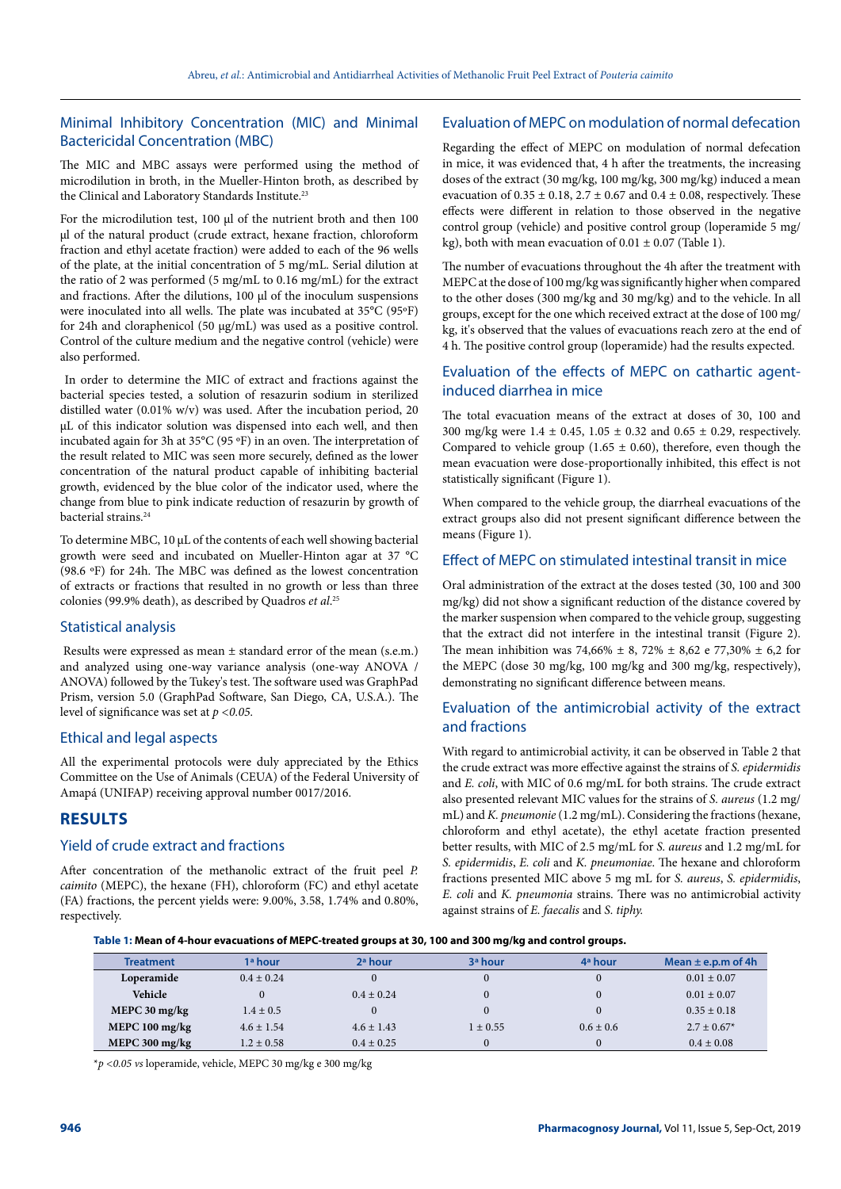## Minimal Inhibitory Concentration (MIC) and Minimal Bactericidal Concentration (MBC)

The MIC and MBC assays were performed using the method of microdilution in broth, in the Mueller-Hinton broth, as described by the Clinical and Laboratory Standards Institute.[23]

For the microdilution test, 100 μl of the nutrient broth and then 100 μl of the natural product (crude extract, hexane fraction, chloroform fraction and ethyl acetate fraction) were added to each of the 96 wells of the plate, at the initial concentration of 5 mg/mL. Serial dilution at the ratio of 2 was performed (5 mg/mL to 0.16 mg/mL) for the extract and fractions. After the dilutions, 100 μl of the inoculum suspensions were inoculated into all wells. The plate was incubated at 35°C (95ºF) for 24h and cloraphenicol (50 μg/mL) was used as a positive control. Control of the culture medium and the negative control (vehicle) were also performed.

In order to determine the MIC of extract and fractions against the bacterial species tested, a solution of resazurin sodium in sterilized distilled water (0.01% w/v) was used. After the incubation period, 20 μL of this indicator solution was dispensed into each well, and then incubated again for 3h at 35°C (95 ºF) in an oven. The interpretation of the result related to MIC was seen more securely, defined as the lower concentration of the natural product capable of inhibiting bacterial growth, evidenced by the blue color of the indicator used, where the change from blue to pink indicate reduction of resazurin by growth of bacterial strains.[24]

To determine MBC, 10 μL of the contents of each well showing bacterial growth were seed and incubated on Mueller-Hinton agar at 37 °C (98.6 ºF) for 24h. The MBC was defined as the lowest concentration of extracts or fractions that resulted in no growth or less than three colonies (99.9% death), as described by Quadros *et al.*[25]

## Statistical analysis

Results were expressed as mean ± standard error of the mean (s.e.m.) and analyzed using one-way variance analysis (one-way ANOVA / ANOVA) followed by the Tukey's test. The software used was GraphPad Prism, version 5.0 (GraphPad Software, San Diego, CA, U.S.A.). The level of significance was set at $p < 0.05$.

## Ethical and legal aspects

All the experimental protocols were duly appreciated by the Ethics Committee on the Use of Animals (CEUA) of the Federal University of Amapá (UNIFAP) receiving approval number 0017/2016.

# RESULTS

## Yield of crude extract and fractions

After concentration of the methanolic extract of the fruit peel *P. caimito* (MEPC), the hexane (FH), chloroform (FC) and ethyl acetate (FA) fractions, the percent yields were: 9.00%, 3.58, 1.74% and 0.80%, respectively.

## Evaluation of MEPC on modulation of normal defecation

Regarding the effect of MEPC on modulation of normal defecation in mice, it was evidenced that, 4 h after the treatments, the increasing doses of the extract (30 mg/kg, 100 mg/kg, 300 mg/kg) induced a mean evacuation of 0.35 ± 0.18, 2.7 ± 0.67 and 0.4 ± 0.08, respectively. These effects were different in relation to those observed in the negative control group (vehicle) and positive control group (loperamide 5 mg/kg), both with mean evacuation of 0.01 ± 0.07 (Table 1).

The number of evacuations throughout the 4h after the treatment with MEPC at the dose of 100 mg/kg was significantly higher when compared to the other doses (300 mg/kg and 30 mg/kg) and to the vehicle. In all groups, except for the one which received extract at the dose of 100 mg/kg, it's observed that the values of evacuations reach zero at the end of 4 h. The positive control group (loperamide) had the results expected.

## Evaluation of the effects of MEPC on cathartic agent-induced diarrhea in mice

The total evacuation means of the extract at doses of 30, 100 and 300 mg/kg were 1.4 ± 0.45, 1.05 ± 0.32 and 0.65 ± 0.29, respectively. Compared to vehicle group (1.65 ± 0.60), therefore, even though the mean evacuation were dose-proportionally inhibited, this effect is not statistically significant (Figure 1).

When compared to the vehicle group, the diarrheal evacuations of the extract groups also did not present significant difference between the means (Figure 1).

## Effect of MEPC on stimulated intestinal transit in mice

Oral administration of the extract at the doses tested (30, 100 and 300 mg/kg) did not show a significant reduction of the distance covered by the marker suspension when compared to the vehicle group, suggesting that the extract did not interfere in the intestinal transit (Figure 2). The mean inhibition was 74,66% ± 8, 72% ± 8,62 e 77,30% ± 6,2 for the MEPC (dose 30 mg/kg, 100 mg/kg and 300 mg/kg, respectively), demonstrating no significant difference between means.

## Evaluation of the antimicrobial activity of the extract and fractions

With regard to antimicrobial activity, it can be observed in Table 2 that the crude extract was more effective against the strains of *S. epidermidis* and *E. coli*, with MIC of 0.6 mg/mL for both strains. The crude extract also presented relevant MIC values for the strains of *S. aureus* (1.2 mg/mL) and *K. pneumonie* (1.2 mg/mL). Considering the fractions (hexane, chloroform and ethyl acetate), the ethyl acetate fraction presented better results, with MIC of 2.5 mg/mL for *S. aureus* and 1.2 mg/mL for *S. epidermidis*, *E. coli* and *K. pneumoniae*. The hexane and chloroform fractions presented MIC above 5 mg mL for *S. aureus*, *S. epidermidis*, *E. coli* and *K. pneumonia* strains. There was no antimicrobial activity against strains of *E. faecalis* and *S. tiphy.*

**Table 1: Mean of 4-hour evacuations of MEPC-treated groups at 30, 100 and 300 mg/kg and control groups.**

| Treatment | 1ª hour | 2ª hour | 3ª hour | 4ª hour | Mean ± e.p.m of 4h |
|---|---|---|---|---|---|
| **Loperamide** | 0.4 ± 0.24 | 0 | 0 | 0 | 0.01 ± 0.07 |
| **Vehicle** | 0 | 0.4 ± 0.24 | 0 | 0 | 0.01 ± 0.07 |
| **MEPC 30 mg/kg** | 1.4 ± 0.5 | 0 | 0 | 0 | 0.35 ± 0.18 |
| **MEPC 100 mg/kg** | 4.6 ± 1.54 | 4.6 ± 1.43 | 1 ± 0.55 | 0.6 ± 0.6 | 2.7 ± 0.67* |
| **MEPC 300 mg/kg** | 1.2 ± 0.58 | 0.4 ± 0.25 | 0 | 0 | 0.4 ± 0.08 |

*$p < 0.05$ *vs* loperamide, vehicle, MEPC 30 mg/kg e 300 mg/kg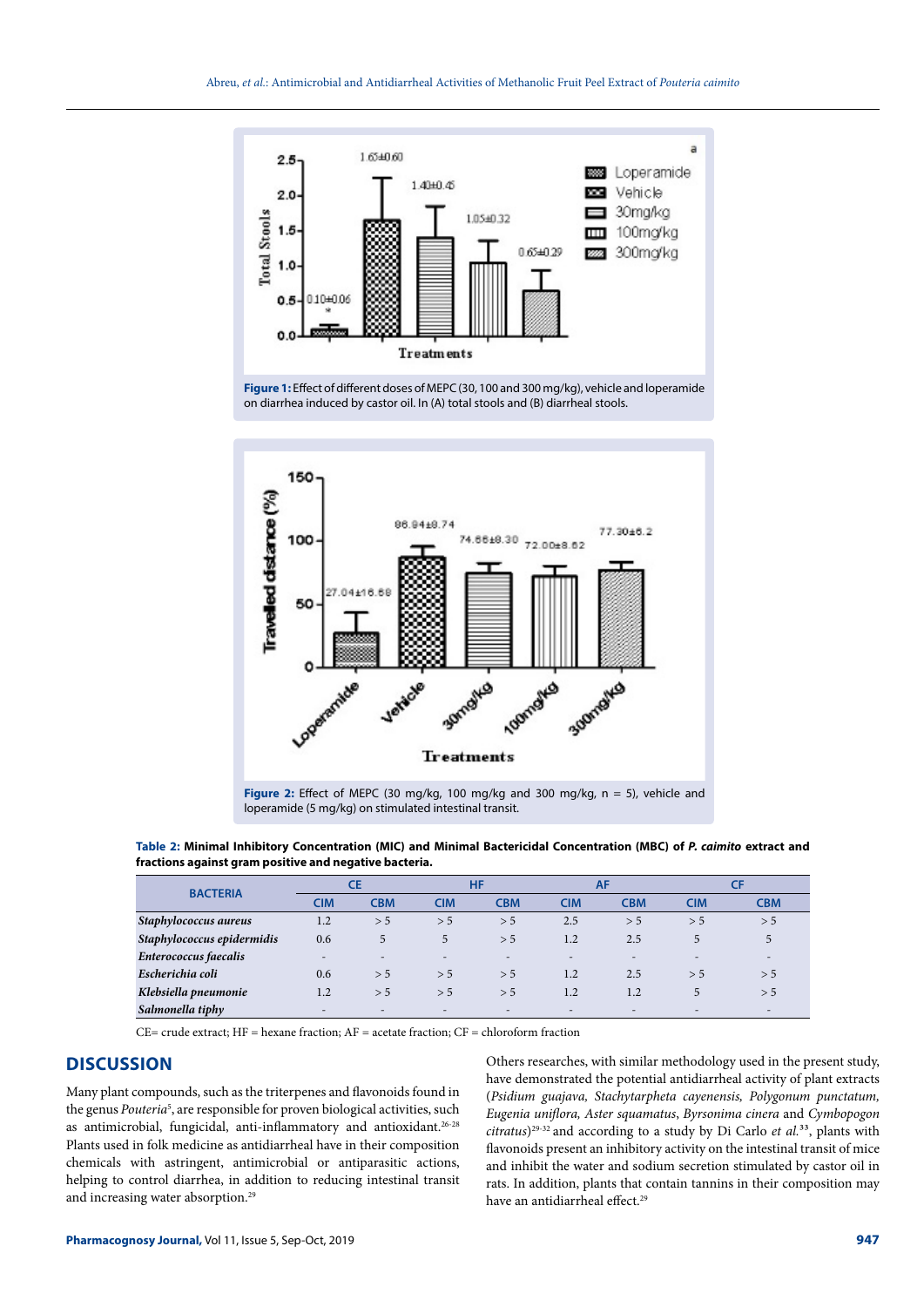Figure 1: Effect of different doses of MEPC (30, 100 and 300 mg/kg), vehicle and loperamide on diarrhea induced by castor oil. In (A) total stools and (B) diarrheal stools.

Figure 2: Effect of MEPC (30 mg/kg, 100 mg/kg and 300 mg/kg, n = 5), vehicle and loperamide (5 mg/kg) on stimulated intestinal transit.

**Table 2: Minimal Inhibitory Concentration (MIC) and Minimal Bactericidal Concentration (MBC) of *P. caimito* extract and fractions against gram positive and negative bacteria.**

| BACTERIA | CE | | HF | | AF | | CF | |
|---|---|---|---|---|---|---|---|---|
| | CIM | CBM | CIM | CBM | CIM | CBM | CIM | CBM |
| ***Staphylococcus aureus*** | 1.2 | > 5 | > 5 | > 5 | 2.5 | > 5 | > 5 | > 5 |
| ***Staphylococcus epidermidis*** | 0.6 | 5 | 5 | > 5 | 1.2 | 2.5 | 5 | 5 |
| ***Enterococcus faecalis*** | - | - | - | - | - | - | - | - |
| ***Escherichia coli*** | 0.6 | > 5 | > 5 | > 5 | 1.2 | 2.5 | > 5 | > 5 |
| ***Klebsiella pneumonie*** | 1.2 | > 5 | > 5 | > 5 | 1.2 | 1.2 | 5 | > 5 |
| ***Salmonella tiphy*** | - | - | - | - | - | - | - | - |

CE= crude extract; HF = hexane fraction; AF = acetate fraction; CF = chloroform fraction

## DISCUSSION

Many plant compounds, such as the triterpenes and flavonoids found in the genus *Pouteria*[5], are responsible for proven biological activities, such as antimicrobial, fungicidal, anti-inflammatory and antioxidant.[26-28] Plants used in folk medicine as antidiarrheal have in their composition chemicals with astringent, antimicrobial or antiparasitic actions, helping to control diarrhea, in addition to reducing intestinal transit and increasing water absorption.[29]

Others researches, with similar methodology used in the present study, have demonstrated the potential antidiarrheal activity of plant extracts (*Psidium guajava, Stachytarpheta cayenensis, Polygonum punctatum, Eugenia uniflora, Aster squamatus*, *Byrsonima cinera* and *Cymbopogon citratus*)[29-32] and according to a study by Di Carlo *et al.*[33], plants with flavonoids present an inhibitory activity on the intestinal transit of mice and inhibit the water and sodium secretion stimulated by castor oil in rats. In addition, plants that contain tannins in their composition may have an antidiarrheal effect.[29]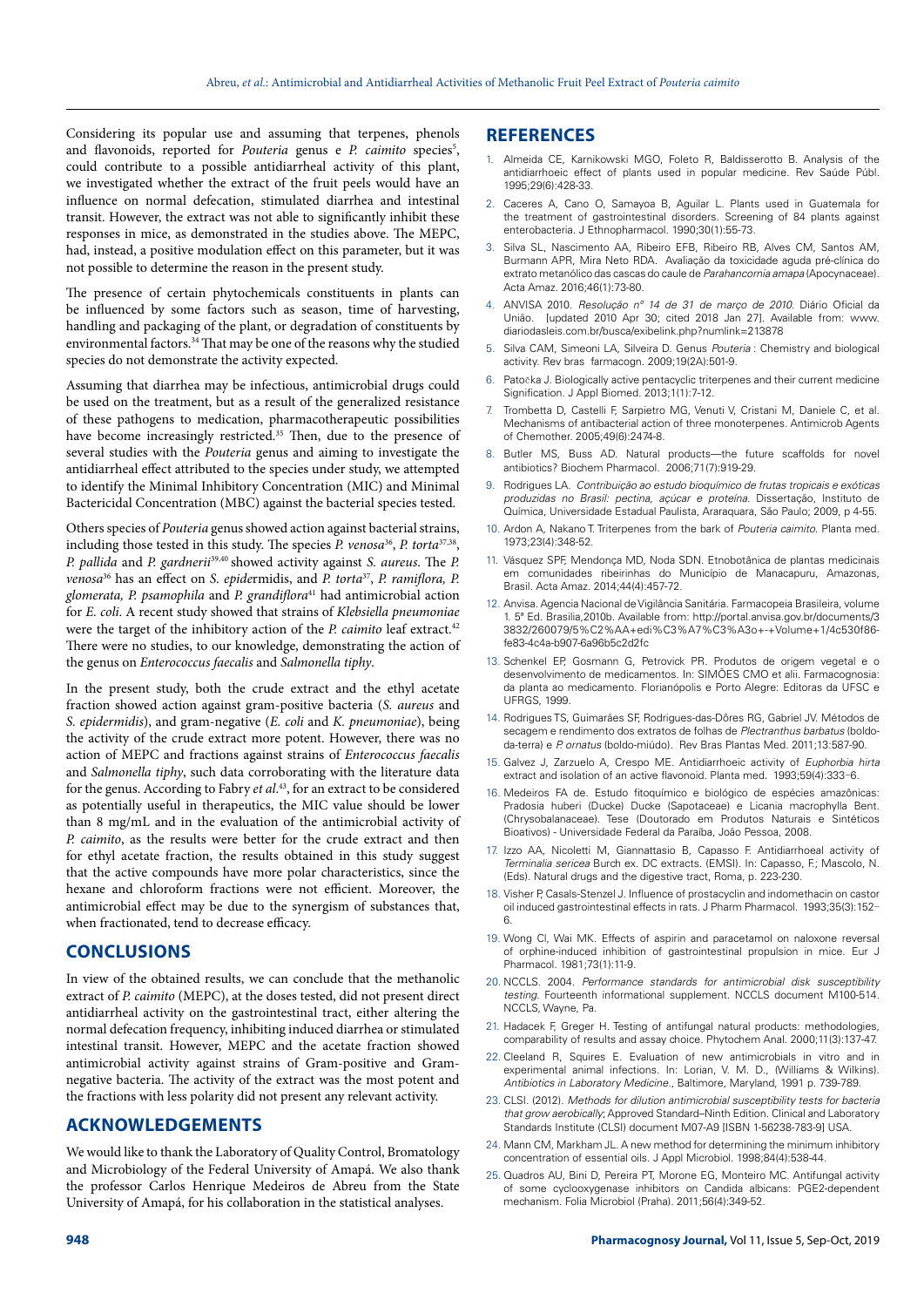Considering its popular use and assuming that terpenes, phenols and flavonoids, reported for *Pouteria* genus e *P. caimito* species[5], could contribute to a possible antidiarrheal activity of this plant, we investigated whether the extract of the fruit peels would have an influence on normal defecation, stimulated diarrhea and intestinal transit. However, the extract was not able to significantly inhibit these responses in mice, as demonstrated in the studies above. The MEPC, had, instead, a positive modulation effect on this parameter, but it was not possible to determine the reason in the present study.

The presence of certain phytochemicals constituents in plants can be influenced by some factors such as season, time of harvesting, handling and packaging of the plant, or degradation of constituents by environmental factors.[34] That may be one of the reasons why the studied species do not demonstrate the activity expected.

Assuming that diarrhea may be infectious, antimicrobial drugs could be used on the treatment, but as a result of the generalized resistance of these pathogens to medication, pharmacotherapeutic possibilities have become increasingly restricted.[35] Then, due to the presence of several studies with the *Pouteria* genus and aiming to investigate the antidiarrheal effect attributed to the species under study, we attempted to identify the Minimal Inhibitory Concentration (MIC) and Minimal Bactericidal Concentration (MBC) against the bacterial species tested.

Others species of *Pouteria* genus showed action against bacterial strains, including those tested in this study. The species *P. venosa*[36], *P. torta*[37,38], *P. pallida* and *P. gardnerii*[39,40] showed activity against *S. aureus*. The *P. venosa*[36] has an effect on *S. epide*rmidis, and *P. torta*[37], *P. ramiflora, P. glomerata, P. psamophila* and *P. grandiflora*[41] had antimicrobial action for *E. coli.* A recent study showed that strains of *Klebsiella pneumoniae* were the target of the inhibitory action of the *P. caimito* leaf extract.[42] There were no studies, to our knowledge, demonstrating the action of the genus on *Enterococcus faecalis* and *Salmonella tiphy*.

In the present study, both the crude extract and the ethyl acetate fraction showed action against gram-positive bacteria (*S. aureus* and *S. epidermidis*), and gram-negative (*E. coli* and *K. pneumoniae*), being the activity of the crude extract more potent. However, there was no action of MEPC and fractions against strains of *Enterococcus faecalis* and *Salmonella tiphy*, such data corroborating with the literature data for the genus. According to Fabry *et al.*[43], for an extract to be considered as potentially useful in therapeutics, the MIC value should be lower than 8 mg/mL and in the evaluation of the antimicrobial activity of *P. caimito*, as the results were better for the crude extract and then for ethyl acetate fraction, the results obtained in this study suggest that the active compounds have more polar characteristics, since the hexane and chloroform fractions were not efficient. Moreover, the antimicrobial effect may be due to the synergism of substances that, when fractionated, tend to decrease efficacy.

## CONCLUSIONS

In view of the obtained results, we can conclude that the methanolic extract of *P. caimito* (MEPC), at the doses tested, did not present direct antidiarrheal activity on the gastrointestinal tract, either altering the normal defecation frequency, inhibiting induced diarrhea or stimulated intestinal transit. However, MEPC and the acetate fraction showed antimicrobial activity against strains of Gram-positive and Gram-negative bacteria. The activity of the extract was the most potent and the fractions with less polarity did not present any relevant activity.

## ACKNOWLEDGEMENTS

We would like to thank the Laboratory of Quality Control, Bromatology and Microbiology of the Federal University of Amapá. We also thank the professor Carlos Henrique Medeiros de Abreu from the State University of Amapá, for his collaboration in the statistical analyses.

## REFERENCES

1. Almeida CE, Karnikowski MGO, Foleto R, Baldisserotto B. Analysis of the antidiarrhoeic effect of plants used in popular medicine. Rev Saúde Públ. 1995;29(6):428-33.
2. Caceres A, Cano O, Samayoa B, Aguilar L. Plants used in Guatemala for the treatment of gastrointestinal disorders. Screening of 84 plants against enterobacteria. J Ethnopharmacol. 1990;30(1):55-73.
3. Silva SL, Nascimento AA, Ribeiro EFB, Ribeiro RB, Alves CM, Santos AM, Burmann APR, Mira Neto RDA. Avaliação da toxicidade aguda pré-clínica do extrato metanólico das cascas do caule de *Parahancornia amapa* (Apocynaceae). Acta Amaz. 2016;46(1):73-80.
4. ANVISA 2010. *Resolução n° 14 de 31 de março de 2010.* Diário Oficial da União. [updated 2010 Apr 30; cited 2018 Jan 27]. Available from: www.diariodasleis.com.br/busca/exibelink.php?numlink=213878
5. Silva CAM, Simeoni LA, Silveira D. Genus *Pouteria* : Chemistry and biological activity. Rev bras farmacogn. 2009;19(2A):501-9.
6. Patočka J. Biologically active pentacyclic triterpenes and their current medicine Signification. J Appl Biomed. 2013;1(1):7-12.
7. Trombetta D, Castelli F, Sarpietro MG, Venuti V, Cristani M, Daniele C, et al. Mechanisms of antibacterial action of three monoterpenes. Antimicrob Agents of Chemother. 2005;49(6):2474-8.
8. Butler MS, Buss AD. Natural products—the future scaffolds for novel antibiotics? Biochem Pharmacol. 2006;71(7):919-29.
9. Rodrigues LA. *Contribuição ao estudo bioquímico de frutas tropicais e exóticas produzidas no Brasil: pectina, açúcar e proteína.* Dissertação, Instituto de Química, Universidade Estadual Paulista, Araraquara, São Paulo; 2009, p 4-55.
10. Ardon A, Nakano T. Triterpenes from the bark of *Pouteria caimito*. Planta med. 1973;23(4):348-52.
11. Vásquez SPF, Mendonça MD, Noda SDN. Etnobotânica de plantas medicinais em comunidades ribeirinhas do Município de Manacapuru, Amazonas, Brasil. Acta Amaz. 2014;44(4):457-72.
12. Anvisa. Agencia Nacional de Vigilância Sanitária. Farmacopeia Brasileira, volume 1. 5ª Ed. Brasilia,2010b. Available from: http://portal.anvisa.gov.br/documents/33832/260079/5%C2%AA+edi%C3%A7%C3%A3o+-+Volume+1/4c530f86-fe83-4c4a-b907-6a96b5c2d2fc
13. Schenkel EP, Gosmann G, Petrovick PR. Produtos de origem vegetal e o desenvolvimento de medicamentos. In: SIMÕES CMO et alii. Farmacognosia: da planta ao medicamento. Florianópolis e Porto Alegre: Editoras da UFSC e UFRGS, 1999.
14. Rodrigues TS, Guimarães SF, Rodrigues-das-Dôres RG, Gabriel JV. Métodos de secagem e rendimento dos extratos de folhas de *Plectranthus barbatus* (boldo-da-terra) e *P. ornatus* (boldo-miúdo). Rev Bras Plantas Med. 2011;13:587-90.
15. Galvez J, Zarzuelo A, Crespo ME. Antidiarrhoeic activity of *Euphorbia hirta* extract and isolation of an active flavonoid. Planta med. 1993;59(4):333–6.
16. Medeiros FA de. Estudo fitoquímico e biológico de espécies amazônicas: Pradosia huberi (Ducke) Ducke (Sapotaceae) e Licania macrophylla Bent. (Chrysobalanaceae). Tese (Doutorado em Produtos Naturais e Sintéticos Bioativos) - Universidade Federal da Paraíba, João Pessoa, 2008.
17. Izzo AA, Nicoletti M, Giannattasio B, Capasso F. Antidiarrhoeal activity of *Terminalia sericea* Burch ex. DC extracts. (EMSI). In: Capasso, F.; Mascolo, N. (Eds). Natural drugs and the digestive tract, Roma, p. 223-230.
18. Visher P, Casals-Stenzel J. Influence of prostacyclin and indomethacin on castor oil induced gastrointestinal effects in rats. J Pharm Pharmacol. 1993;35(3):152–6.
19. Wong CI, Wai MK. Effects of aspirin and paracetamol on naloxone reversal of orphine-induced inhibition of gastrointestinal propulsion in mice. Eur J Pharmacol. 1981;73(1):11-9.
20. NCCLS. 2004. *Performance standards for antimicrobial disk susceptibility testing.* Fourteenth informational supplement. NCCLS document M100-514. NCCLS, Wayne, Pa.
21. Hadacek F, Greger H. Testing of antifungal natural products: methodologies, comparability of results and assay choice. Phytochem Anal. 2000;11(3):137-47.
22. Cleeland R, Squires E. Evaluation of new antimicrobials in vitro and in experimental animal infections. In: Lorian, V. M. D., (Williams & Wilkins). *Antibiotics in Laboratory Medicine.*, Baltimore, Maryland, 1991 p. 739-789.
23. CLSI. (2012). *Methods for dilution antimicrobial susceptibility tests for bacteria that grow aerobically*; Approved Standard–Ninth Edition. Clinical and Laboratory Standards Institute (CLSI) document M07-A9 [ISBN 1-56238-783-9] USA.
24. Mann CM, Markham JL. A new method for determining the minimum inhibitory concentration of essential oils. J Appl Microbiol. 1998;84(4):538-44.
25. Quadros AU, Bini D, Pereira PT, Morone EG, Monteiro MC. Antifungal activity of some cyclooxygenase inhibitors on Candida albicans: PGE2-dependent mechanism. Folia Microbiol (Praha). 2011;56(4):349-52.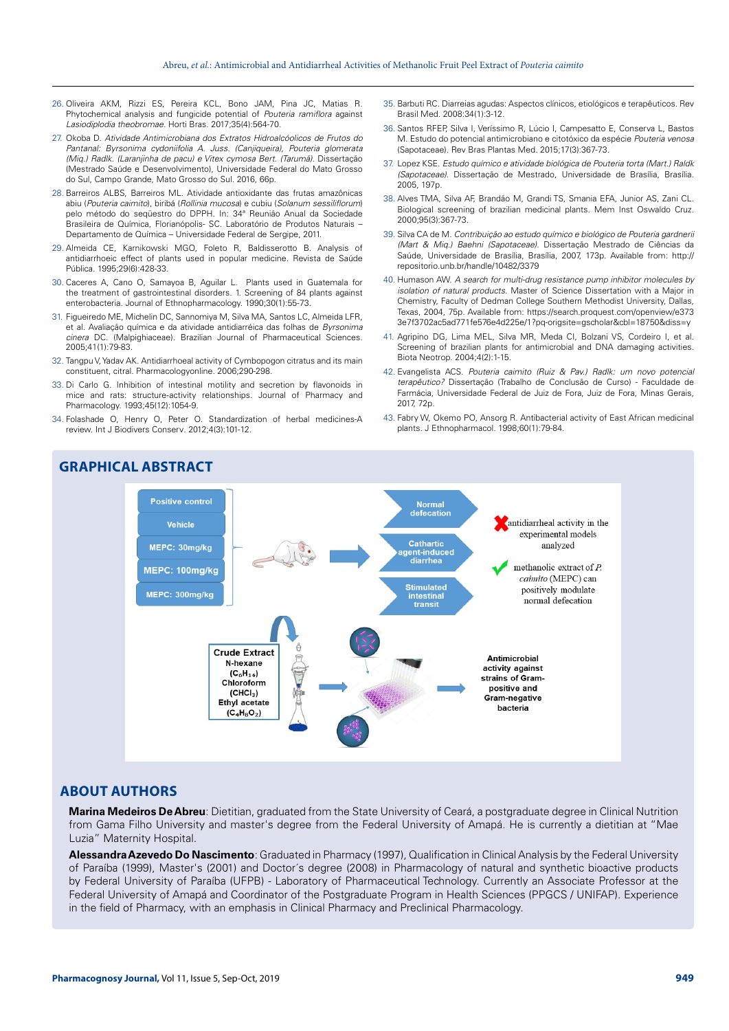26. Oliveira AKM, Rizzi ES, Pereira KCL, Bono JAM, Pina JC, Matias R. Phytochemical analysis and fungicide potential of *Pouteria ramiflora* against *Lasiodiplodia theobromae*. Horti Bras. 2017;35(4):564-70.
27. Okoba D. *Atividade Antimicrobiana dos Extratos Hidroalcóolicos de Frutos do Pantanal: Byrsonima cydoniifolia A. Juss. (Canjiqueira), Pouteria glomerata (Miq.) Radlk. (Laranjinha de pacu) e Vitex cymosa Bert. (Tarumã)*. Dissertação (Mestrado Saúde e Desenvolvimento), Universidade Federal do Mato Grosso do Sul, Campo Grande, Mato Grosso do Sul. 2016, 66p.
28. Barreiros ALBS, Barreiros ML. Atividade antioxidante das frutas amazônicas abiu (*Pouteria caimito*), biribá (*Rollinia mucosa*) e cubiu (*Solanum sessiliflorum*) pelo método do seqüestro do DPPH. In: 34ª Reunião Anual da Sociedade Brasileira de Química, Florianópolis- SC. Laboratório de Produtos Naturais – Departamento de Química – Universidade Federal de Sergipe, 2011.
29. Almeida CE, Karnikowski MGO, Foleto R, Baldisserotto B. Analysis of antidiarrhoeic effect of plants used in popular medicine. Revista de Saúde Pública. 1995;29(6):428-33.
30. Caceres A, Cano O, Samayoa B, Aguilar L. Plants used in Guatemala for the treatment of gastrointestinal disorders. 1. Screening of 84 plants against enterobacteria. Journal of Ethnopharmacology. 1990;30(1):55-73.
31. Figueiredo ME, Michelin DC, Sannomiya M, Silva MA, Santos LC, Almeida LFR, et al. Avaliação química e da atividade antidiarréica das folhas de *Byrsonima cinera* DC. (Malpighiaceae). Brazilian Journal of Pharmaceutical Sciences. 2005;41(1):79-83.
32. Tangpu V, Yadav AK. Antidiarrhoeal activity of Cymbopogon citratus and its main constituent, citral. Pharmacologyonline. 2006;290-298.
33. Di Carlo G. Inhibition of intestinal motility and secretion by flavonoids in mice and rats: structure-activity relationships. Journal of Pharmacy and Pharmacology. 1993;45(12):1054-9.
34. Folashade O, Henry O, Peter O. Standardization of herbal medicines-A review. Int J Biodivers Conserv. 2012;4(3):101-12.
35. Barbuti RC. Diarreias agudas: Aspectos clínicos, etiológicos e terapêuticos. Rev Brasil Med. 2008:34(1):3-12.
36. Santos RFEP, Silva I, Veríssimo R, Lúcio I, Campesatto E, Conserva L, Bastos M. Estudo do potencial antimicrobiano e citotóxico da espécie *Pouteria venosa* (Sapotaceae). Rev Bras Plantas Med. 2015;17(3):367-73.
37. Lopez KSE. *Estudo químico e atividade biológica de Pouteria torta (Mart.) Raldk (Sapotaceae)*. Dissertação de Mestrado, Universidade de Brasília, Brasília. 2005, 197p.
38. Alves TMA, Silva AF, Brandão M, Grandi TS, Smania EFA, Junior AS, Zani CL. Biological screening of brazilian medicinal plants. Mem Inst Oswaldo Cruz. 2000;95(3):367-73.
39. Silva CA de M. *Contribuição ao estudo químico e biológico de Pouteria gardnerii (Mart & Miq.) Baehni (Sapotaceae)*. Dissertação Mestrado de Ciências da Saúde, Universidade de Brasília, Brasília, 2007, 173p. Available from: http://repositorio.unb.br/handle/10482/3379
40. Humason AW. *A search for multi-drug resistance pump inhibitor molecules by isolation of natural products*. Master of Science Dissertation with a Major in Chemistry, Faculty of Dedman College Southern Methodist University, Dallas, Texas, 2004, 75p. Available from: https://search.proquest.com/openview/e3733e7f3702ac5ad771fe576e4d225e/1?pq-origsite=gscholar&cbl=18750&diss=y
41. Agripino DG, Lima MEL, Silva MR, Meda CI, Bolzani VS, Cordeiro I, et al. Screening of brazilian plants for antimicrobial and DNA damaging activities. Biota Neotrop. 2004;4(2):1-15.
42. Evangelista ACS. *Pouteria caimito (Ruiz & Pav.) Radlk: um novo potencial terapêutico?* Dissertação (Trabalho de Conclusão de Curso) - Faculdade de Farmácia, Universidade Federal de Juiz de Fora, Juiz de Fora, Minas Gerais, 2017, 72p.
43. Fabry W, Okemo PO, Ansorg R. Antibacterial activity of East African medicinal plants. J Ethnopharmacol. 1998;60(1):79-84.

## GRAPHICAL ABSTRACT

## ABOUT AUTHORS

**Marina Medeiros De Abreu**: Dietitian, graduated from the State University of Ceará, a postgraduate degree in Clinical Nutrition from Gama Filho University and master's degree from the Federal University of Amapá. He is currently a dietitian at "Mae Luzia" Maternity Hospital.

**Alessandra Azevedo Do Nascimento**: Graduated in Pharmacy (1997), Qualification in Clinical Analysis by the Federal University of Paraíba (1999), Master's (2001) and Doctor´s degree (2008) in Pharmacology of natural and synthetic bioactive products by Federal University of Paraíba (UFPB) - Laboratory of Pharmaceutical Technology. Currently an Associate Professor at the Federal University of Amapá and Coordinator of the Postgraduate Program in Health Sciences (PPGCS / UNIFAP). Experience in the field of Pharmacy, with an emphasis in Clinical Pharmacy and Preclinical Pharmacology.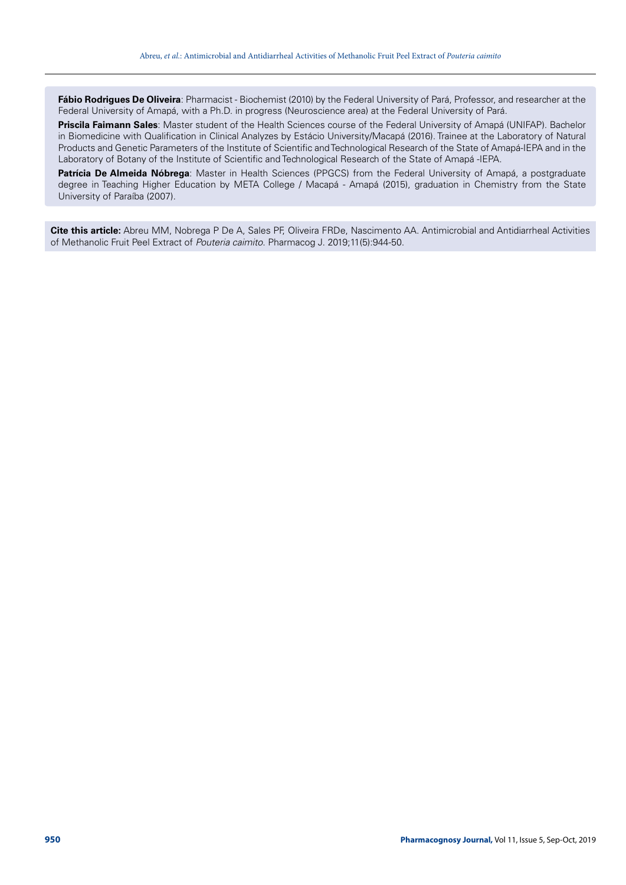**Fábio Rodrigues De Oliveira**: Pharmacist - Biochemist (2010) by the Federal University of Pará, Professor, and researcher at the Federal University of Amapá, with a Ph.D. in progress (Neuroscience area) at the Federal University of Pará.

**Priscila Faimann Sales**: Master student of the Health Sciences course of the Federal University of Amapá (UNIFAP). Bachelor in Biomedicine with Qualification in Clinical Analyzes by Estácio University/Macapá (2016). Trainee at the Laboratory of Natural Products and Genetic Parameters of the Institute of Scientific and Technological Research of the State of Amapá-IEPA and in the Laboratory of Botany of the Institute of Scientific and Technological Research of the State of Amapá -IEPA.

**Patrícia De Almeida Nóbrega**: Master in Health Sciences (PPGCS) from the Federal University of Amapá, a postgraduate degree in Teaching Higher Education by META College / Macapá - Amapá (2015), graduation in Chemistry from the State University of Paraíba (2007).

**Cite this article:** Abreu MM, Nobrega P De A, Sales PF, Oliveira FRDe, Nascimento AA. Antimicrobial and Antidiarrheal Activities of Methanolic Fruit Peel Extract of *Pouteria caimito*. Pharmacog J. 2019;11(5):944-50.